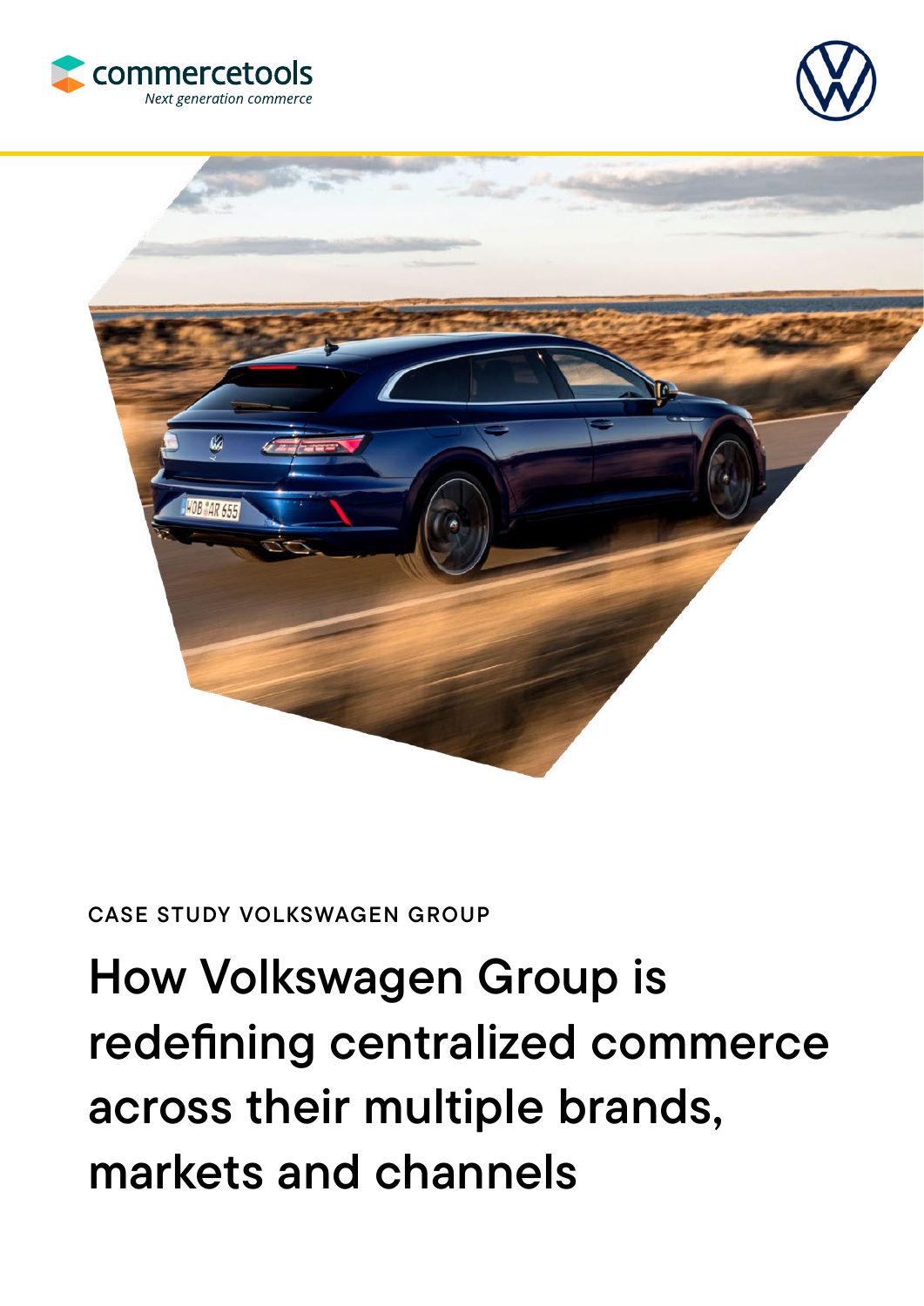commercetools
*Next generation commerce*

CASE STUDY VOLKSWAGEN GROUP

# How Volkswagen Group is redefining centralized commerce across their multiple brands, markets and channels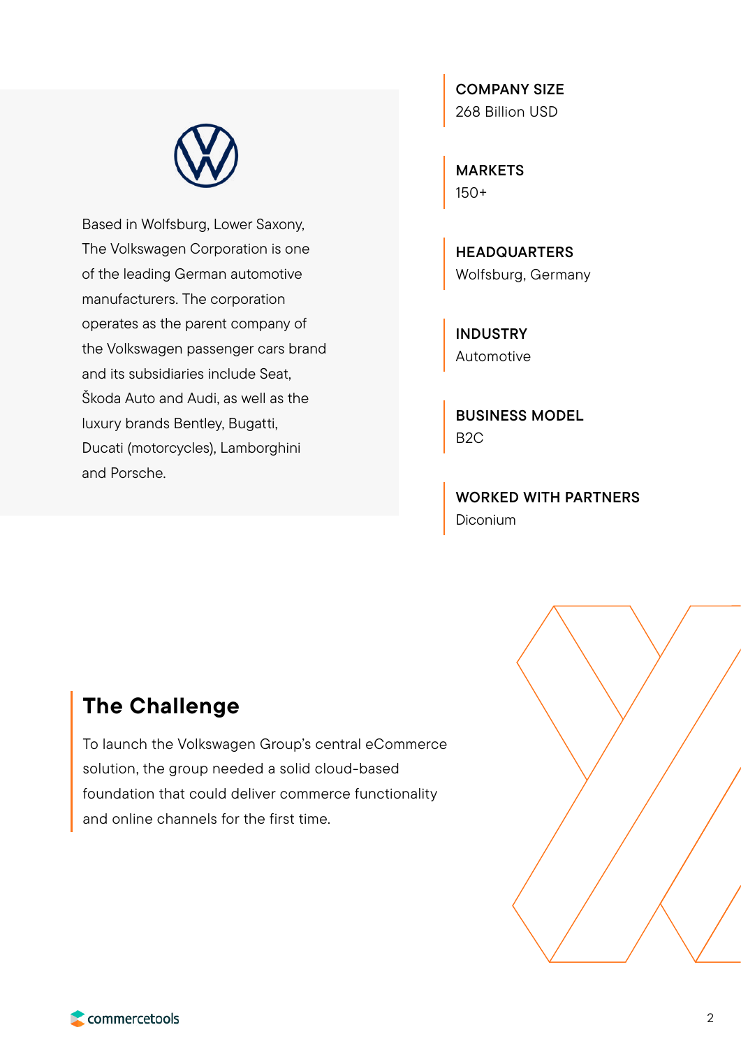Based in Wolfsburg, Lower Saxony, The Volkswagen Corporation is one of the leading German automotive manufacturers. The corporation operates as the parent company of the Volkswagen passenger cars brand and its subsidiaries include Seat, Škoda Auto and Audi, as well as the luxury brands Bentley, Bugatti, Ducati (motorcycles), Lamborghini and Porsche.

**COMPANY SIZE**
268 Billion USD

**MARKETS**
150+

**HEADQUARTERS**
Wolfsburg, Germany

**INDUSTRY**
Automotive

**BUSINESS MODEL**
B2C

**WORKED WITH PARTNERS**
Diconium

## The Challenge

To launch the Volkswagen Group's central eCommerce solution, the group needed a solid cloud-based foundation that could deliver commerce functionality and online channels for the first time.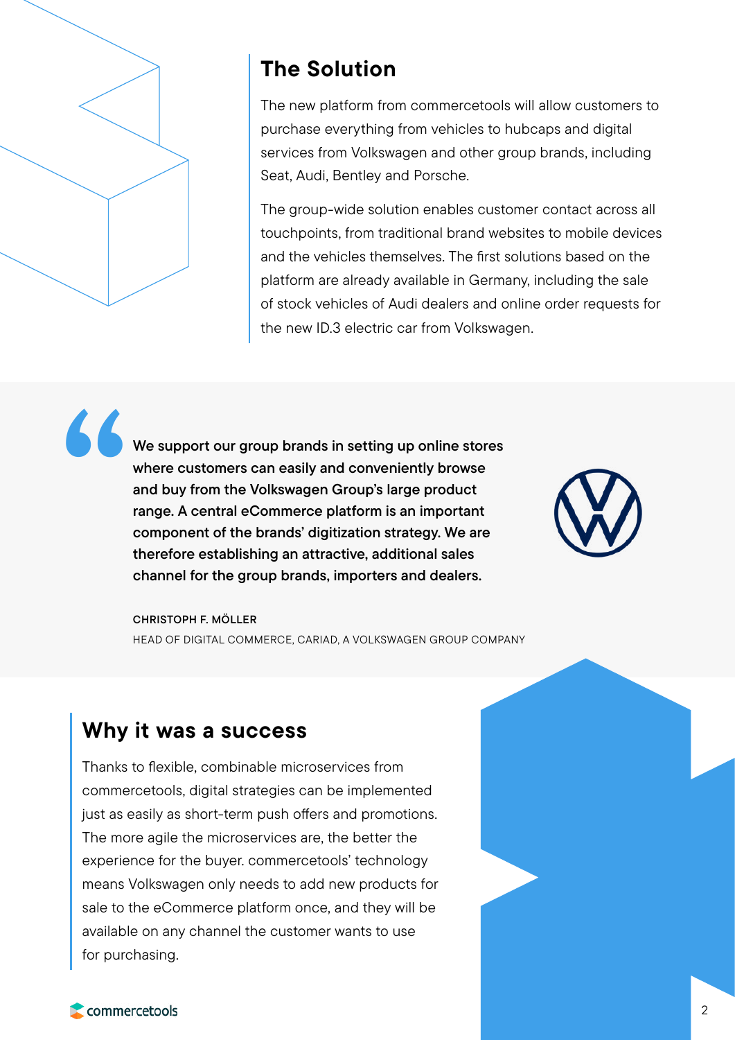## The Solution

The new platform from commercetools will allow customers to purchase everything from vehicles to hubcaps and digital services from Volkswagen and other group brands, including Seat, Audi, Bentley and Porsche.

The group-wide solution enables customer contact across all touchpoints, from traditional brand websites to mobile devices and the vehicles themselves. The first solutions based on the platform are already available in Germany, including the sale of stock vehicles of Audi dealers and online order requests for the new ID.3 electric car from Volkswagen.

> **We support our group brands in setting up online stores where customers can easily and conveniently browse and buy from the Volkswagen Group's large product range. A central eCommerce platform is an important component of the brands' digitization strategy. We are therefore establishing an attractive, additional sales channel for the group brands, importers and dealers.**
>
> **CHRISTOPH F. MÖLLER**
> HEAD OF DIGITAL COMMERCE, CARIAD, A VOLKSWAGEN GROUP COMPANY

## Why it was a success

Thanks to flexible, combinable microservices from commercetools, digital strategies can be implemented just as easily as short-term push offers and promotions. The more agile the microservices are, the better the experience for the buyer. commercetools' technology means Volkswagen only needs to add new products for sale to the eCommerce platform once, and they will be available on any channel the customer wants to use for purchasing.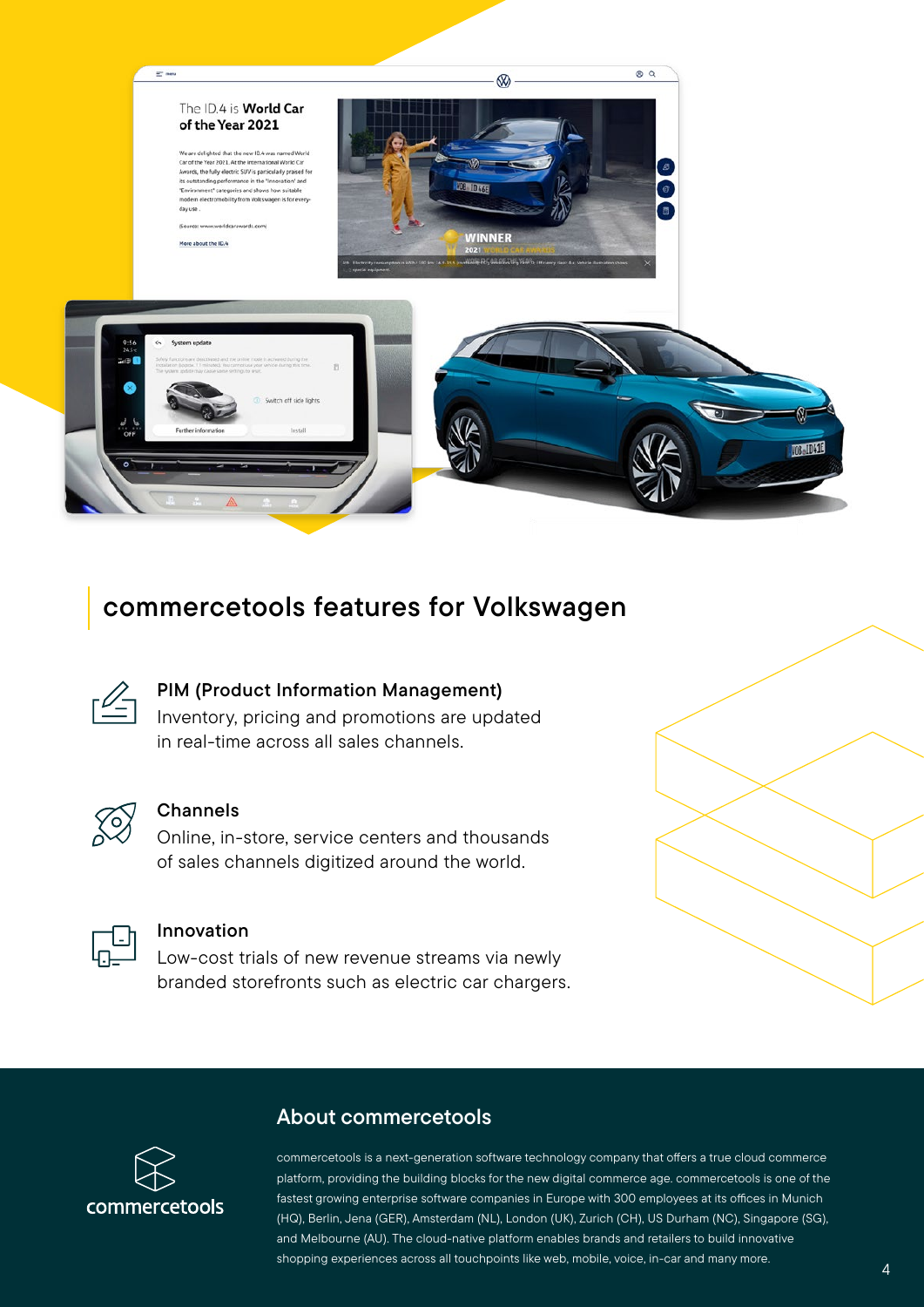## commercetools features for Volkswagen

**PIM (Product Information Management)**
Inventory, pricing and promotions are updated in real-time across all sales channels.

**Channels**
Online, in-store, service centers and thousands of sales channels digitized around the world.

**Innovation**
Low-cost trials of new revenue streams via newly branded storefronts such as electric car chargers.

## About commercetools

commercetools

commercetools is a next-generation software technology company that offers a true cloud commerce platform, providing the building blocks for the new digital commerce age. commercetools is one of the fastest growing enterprise software companies in Europe with 300 employees at its offices in Munich (HQ), Berlin, Jena (GER), Amsterdam (NL), London (UK), Zurich (CH), US Durham (NC), Singapore (SG), and Melbourne (AU). The cloud-native platform enables brands and retailers to build innovative shopping experiences across all touchpoints like web, mobile, voice, in-car and many more.